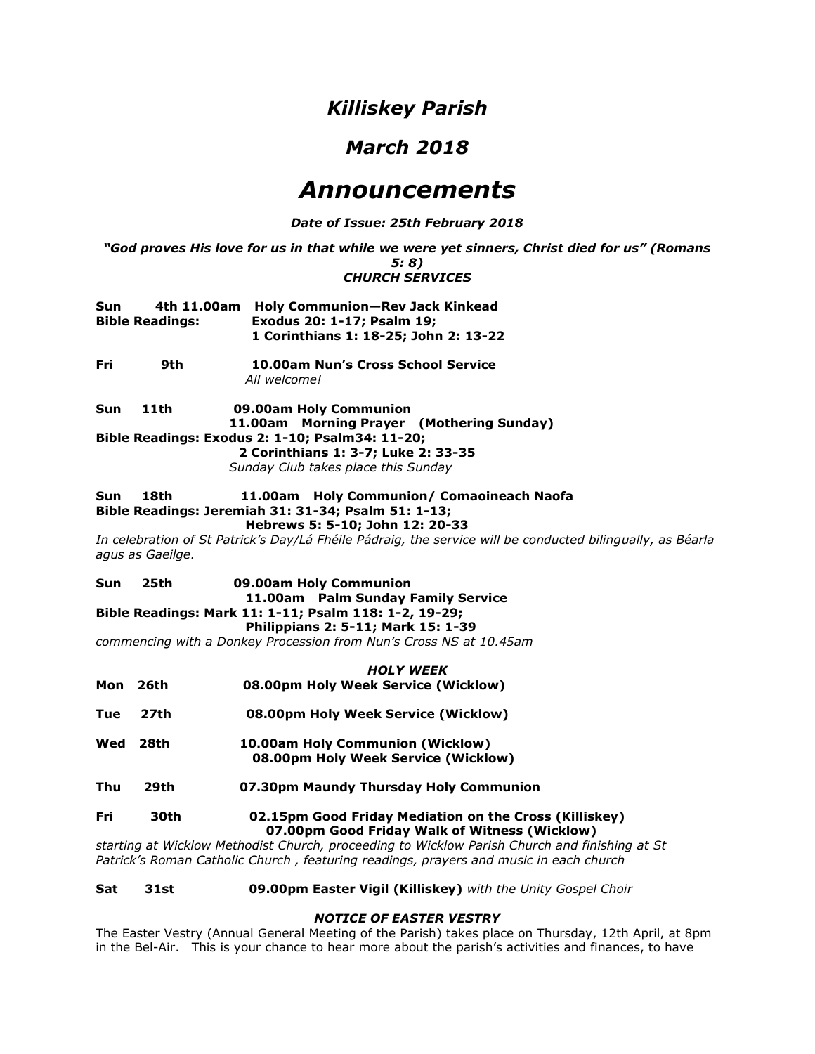# *Killiskey Parish*

## *March 2018*

# *Announcements*

***Date of Issue: 25th February 2018***

***"God proves His love for us in that while we were yet sinners, Christ died for us" (Romans 5: 8)***

***CHURCH SERVICES***

**Sun 4th 11.00am Holy Communion—Rev Jack Kinkead**
**Bible Readings: Exodus 20: 1-17; Psalm 19;**
**1 Corinthians 1: 18-25; John 2: 13-22**

**Fri 9th 10.00am Nun's Cross School Service**
*All welcome!*

**Sun 11th 09.00am Holy Communion**
**11.00am Morning Prayer (Mothering Sunday)**
**Bible Readings: Exodus 2: 1-10; Psalm34: 11-20;**
**2 Corinthians 1: 3-7; Luke 2: 33-35**
*Sunday Club takes place this Sunday*

**Sun 18th 11.00am Holy Communion/ Comaoineach Naofa**
**Bible Readings: Jeremiah 31: 31-34; Psalm 51: 1-13;**
**Hebrews 5: 5-10; John 12: 20-33**
*In celebration of St Patrick's Day/Lá Fhéile Pádraig, the service will be conducted bilingually, as Béarla agus as Gaeilge.*

**Sun 25th 09.00am Holy Communion**
**11.00am Palm Sunday Family Service**
**Bible Readings: Mark 11: 1-11; Psalm 118: 1-2, 19-29;**
**Philippians 2: 5-11; Mark 15: 1-39**
*commencing with a Donkey Procession from Nun's Cross NS at 10.45am*

***HOLY WEEK***

**Mon 26th 08.00pm Holy Week Service (Wicklow)**

**Tue 27th 08.00pm Holy Week Service (Wicklow)**

**Wed 28th 10.00am Holy Communion (Wicklow)**
**08.00pm Holy Week Service (Wicklow)**

**Thu 29th 07.30pm Maundy Thursday Holy Communion**

**Fri 30th 02.15pm Good Friday Mediation on the Cross (Killiskey)**
**07.00pm Good Friday Walk of Witness (Wicklow)**
*starting at Wicklow Methodist Church, proceeding to Wicklow Parish Church and finishing at St Patrick's Roman Catholic Church , featuring readings, prayers and music in each church*

**Sat 31st 09.00pm Easter Vigil (Killiskey)** *with the Unity Gospel Choir*

***NOTICE OF EASTER VESTRY***

The Easter Vestry (Annual General Meeting of the Parish) takes place on Thursday, 12th April, at 8pm in the Bel-Air. This is your chance to hear more about the parish's activities and finances, to have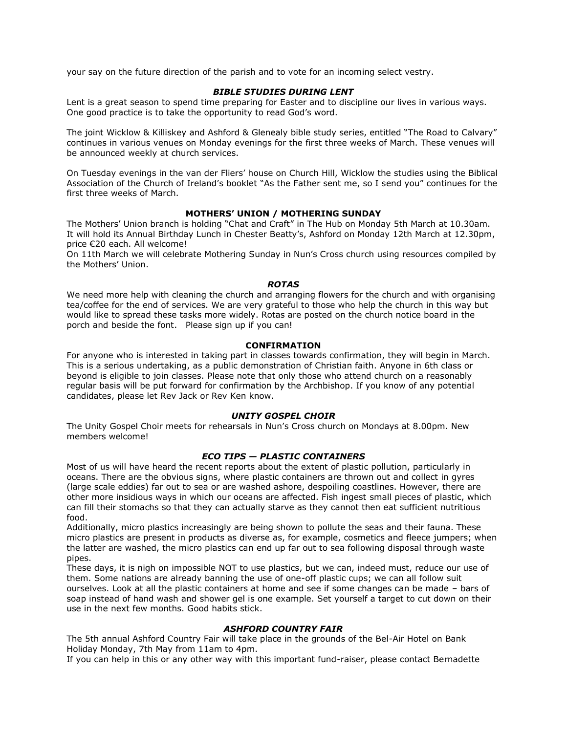your say on the future direction of the parish and to vote for an incoming select vestry.

### *BIBLE STUDIES DURING LENT*

Lent is a great season to spend time preparing for Easter and to discipline our lives in various ways. One good practice is to take the opportunity to read God's word.

The joint Wicklow & Killiskey and Ashford & Glenealy bible study series, entitled "The Road to Calvary" continues in various venues on Monday evenings for the first three weeks of March. These venues will be announced weekly at church services.

On Tuesday evenings in the van der Fliers' house on Church Hill, Wicklow the studies using the Biblical Association of the Church of Ireland's booklet "As the Father sent me, so I send you" continues for the first three weeks of March.

### MOTHERS' UNION / MOTHERING SUNDAY

The Mothers' Union branch is holding "Chat and Craft" in The Hub on Monday 5th March at 10.30am. It will hold its Annual Birthday Lunch in Chester Beatty's, Ashford on Monday 12th March at 12.30pm, price €20 each. All welcome!

On 11th March we will celebrate Mothering Sunday in Nun's Cross church using resources compiled by the Mothers' Union.

### *ROTAS*

We need more help with cleaning the church and arranging flowers for the church and with organising tea/coffee for the end of services. We are very grateful to those who help the church in this way but would like to spread these tasks more widely. Rotas are posted on the church notice board in the porch and beside the font. Please sign up if you can!

### CONFIRMATION

For anyone who is interested in taking part in classes towards confirmation, they will begin in March. This is a serious undertaking, as a public demonstration of Christian faith. Anyone in 6th class or beyond is eligible to join classes. Please note that only those who attend church on a reasonably regular basis will be put forward for confirmation by the Archbishop. If you know of any potential candidates, please let Rev Jack or Rev Ken know.

### *UNITY GOSPEL CHOIR*

The Unity Gospel Choir meets for rehearsals in Nun's Cross church on Mondays at 8.00pm. New members welcome!

### *ECO TIPS — PLASTIC CONTAINERS*

Most of us will have heard the recent reports about the extent of plastic pollution, particularly in oceans. There are the obvious signs, where plastic containers are thrown out and collect in gyres (large scale eddies) far out to sea or are washed ashore, despoiling coastlines. However, there are other more insidious ways in which our oceans are affected. Fish ingest small pieces of plastic, which can fill their stomachs so that they can actually starve as they cannot then eat sufficient nutritious food.

Additionally, micro plastics increasingly are being shown to pollute the seas and their fauna. These micro plastics are present in products as diverse as, for example, cosmetics and fleece jumpers; when the latter are washed, the micro plastics can end up far out to sea following disposal through waste pipes.

These days, it is nigh on impossible NOT to use plastics, but we can, indeed must, reduce our use of them. Some nations are already banning the use of one-off plastic cups; we can all follow suit ourselves. Look at all the plastic containers at home and see if some changes can be made – bars of soap instead of hand wash and shower gel is one example. Set yourself a target to cut down on their use in the next few months. Good habits stick.

### *ASHFORD COUNTRY FAIR*

The 5th annual Ashford Country Fair will take place in the grounds of the Bel-Air Hotel on Bank Holiday Monday, 7th May from 11am to 4pm.

If you can help in this or any other way with this important fund-raiser, please contact Bernadette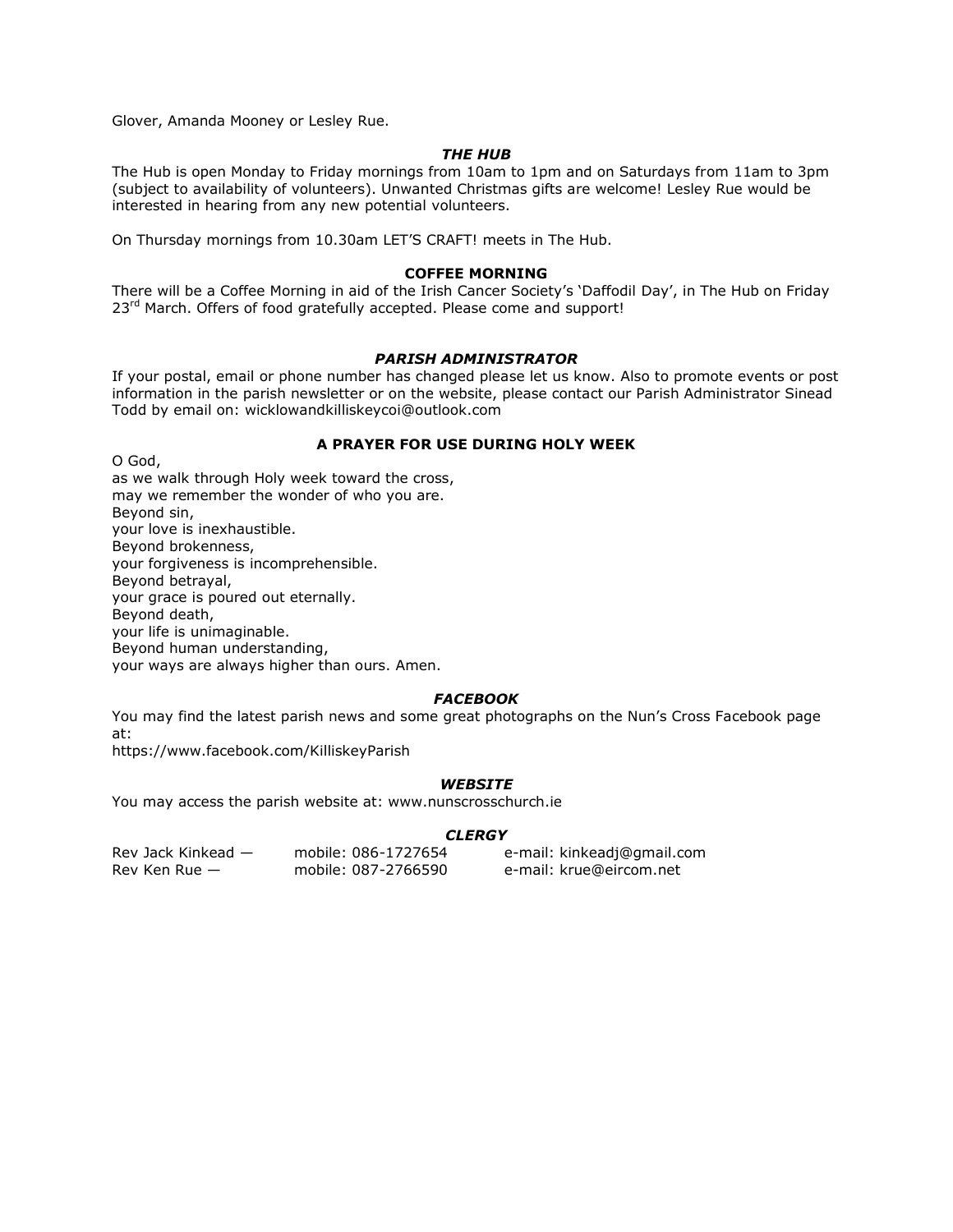Glover, Amanda Mooney or Lesley Rue.

### *THE HUB*

The Hub is open Monday to Friday mornings from 10am to 1pm and on Saturdays from 11am to 3pm (subject to availability of volunteers). Unwanted Christmas gifts are welcome! Lesley Rue would be interested in hearing from any new potential volunteers.

On Thursday mornings from 10.30am LET'S CRAFT! meets in The Hub.

### COFFEE MORNING

There will be a Coffee Morning in aid of the Irish Cancer Society's 'Daffodil Day', in The Hub on Friday 23rd March. Offers of food gratefully accepted. Please come and support!

### *PARISH ADMINISTRATOR*

If your postal, email or phone number has changed please let us know. Also to promote events or post information in the parish newsletter or on the website, please contact our Parish Administrator Sinead Todd by email on: wicklowandkilliskeycoi@outlook.com

### A PRAYER FOR USE DURING HOLY WEEK

O God,  
as we walk through Holy week toward the cross,  
may we remember the wonder of who you are.  
Beyond sin,  
your love is inexhaustible.  
Beyond brokenness,  
your forgiveness is incomprehensible.  
Beyond betrayal,  
your grace is poured out eternally.  
Beyond death,  
your life is unimaginable.  
Beyond human understanding,  
your ways are always higher than ours. Amen.

### *FACEBOOK*

You may find the latest parish news and some great photographs on the Nun's Cross Facebook page at:  
https://www.facebook.com/KilliskeyParish

### *WEBSITE*

You may access the parish website at: www.nunscrosschurch.ie

### *CLERGY*

| | | |
|---|---|---|
| Rev Jack Kinkead — | mobile: 086-1727654 | e-mail: kinkeadj@gmail.com |
| Rev Ken Rue — | mobile: 087-2766590 | e-mail: krue@eircom.net |